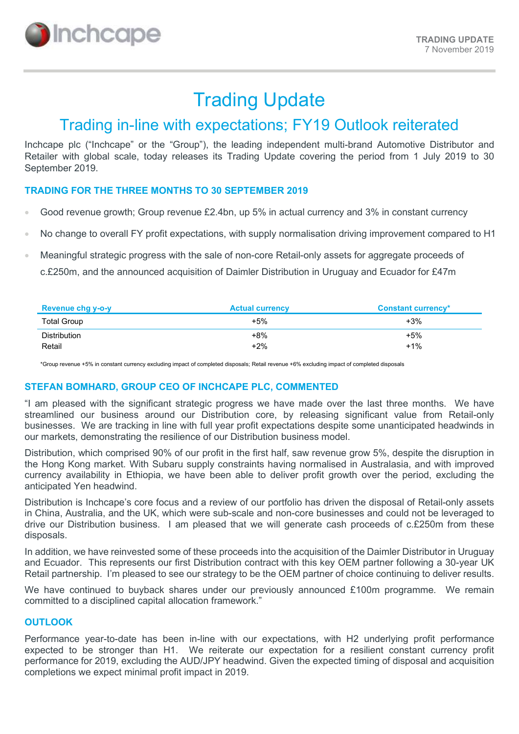TRADING UPDATE
7 November 2019

# Trading Update

## Trading in-line with expectations; FY19 Outlook reiterated

Inchcape plc ("Inchcape" or the "Group"), the leading independent multi-brand Automotive Distributor and Retailer with global scale, today releases its Trading Update covering the period from 1 July 2019 to 30 September 2019.

### TRADING FOR THE THREE MONTHS TO 30 SEPTEMBER 2019

- Good revenue growth; Group revenue £2.4bn, up 5% in actual currency and 3% in constant currency
- No change to overall FY profit expectations, with supply normalisation driving improvement compared to H1
- Meaningful strategic progress with the sale of non-core Retail-only assets for aggregate proceeds of c.£250m, and the announced acquisition of Daimler Distribution in Uruguay and Ecuador for £47m

| Revenue chg y-o-y | Actual currency | Constant currency* |
|---|---|---|
| Total Group | +5% | +3% |
| Distribution | +8% | +5% |
| Retail | +2% | +1% |

*Group revenue +5% in constant currency excluding impact of completed disposals; Retail revenue +6% excluding impact of completed disposals

### STEFAN BOMHARD, GROUP CEO OF INCHCAPE PLC, COMMENTED

"I am pleased with the significant strategic progress we have made over the last three months. We have streamlined our business around our Distribution core, by releasing significant value from Retail-only businesses. We are tracking in line with full year profit expectations despite some unanticipated headwinds in our markets, demonstrating the resilience of our Distribution business model.

Distribution, which comprised 90% of our profit in the first half, saw revenue grow 5%, despite the disruption in the Hong Kong market. With Subaru supply constraints having normalised in Australasia, and with improved currency availability in Ethiopia, we have been able to deliver profit growth over the period, excluding the anticipated Yen headwind.

Distribution is Inchcape's core focus and a review of our portfolio has driven the disposal of Retail-only assets in China, Australia, and the UK, which were sub-scale and non-core businesses and could not be leveraged to drive our Distribution business. I am pleased that we will generate cash proceeds of c.£250m from these disposals.

In addition, we have reinvested some of these proceeds into the acquisition of the Daimler Distributor in Uruguay and Ecuador. This represents our first Distribution contract with this key OEM partner following a 30-year UK Retail partnership. I'm pleased to see our strategy to be the OEM partner of choice continuing to deliver results.

We have continued to buyback shares under our previously announced £100m programme. We remain committed to a disciplined capital allocation framework."

### OUTLOOK

Performance year-to-date has been in-line with our expectations, with H2 underlying profit performance expected to be stronger than H1. We reiterate our expectation for a resilient constant currency profit performance for 2019, excluding the AUD/JPY headwind. Given the expected timing of disposal and acquisition completions we expect minimal profit impact in 2019.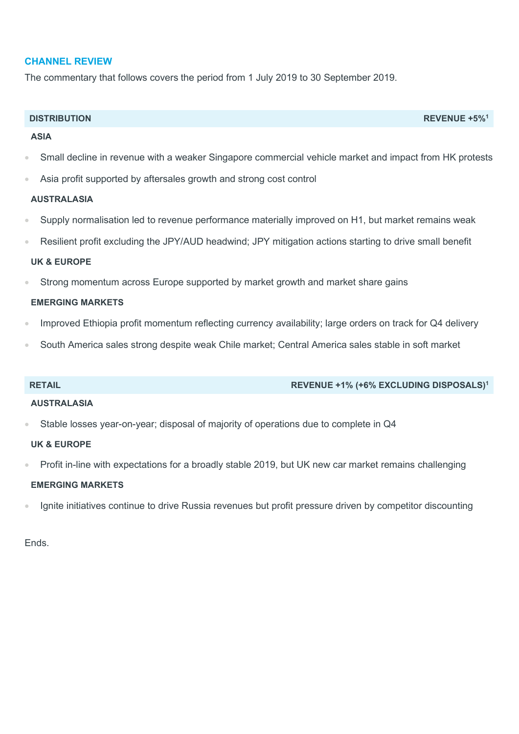## CHANNEL REVIEW

The commentary that follows covers the period from 1 July 2019 to 30 September 2019.

### DISTRIBUTION — REVENUE +5%[1]

**ASIA**

- Small decline in revenue with a weaker Singapore commercial vehicle market and impact from HK protests
- Asia profit supported by aftersales growth and strong cost control

**AUSTRALASIA**

- Supply normalisation led to revenue performance materially improved on H1, but market remains weak
- Resilient profit excluding the JPY/AUD headwind; JPY mitigation actions starting to drive small benefit

**UK & EUROPE**

- Strong momentum across Europe supported by market growth and market share gains

**EMERGING MARKETS**

- Improved Ethiopia profit momentum reflecting currency availability; large orders on track for Q4 delivery
- South America sales strong despite weak Chile market; Central America sales stable in soft market

### RETAIL — REVENUE +1% (+6% EXCLUDING DISPOSALS)[1]

**AUSTRALASIA**

- Stable losses year-on-year; disposal of majority of operations due to complete in Q4

**UK & EUROPE**

- Profit in-line with expectations for a broadly stable 2019, but UK new car market remains challenging

**EMERGING MARKETS**

- Ignite initiatives continue to drive Russia revenues but profit pressure driven by competitor discounting

Ends.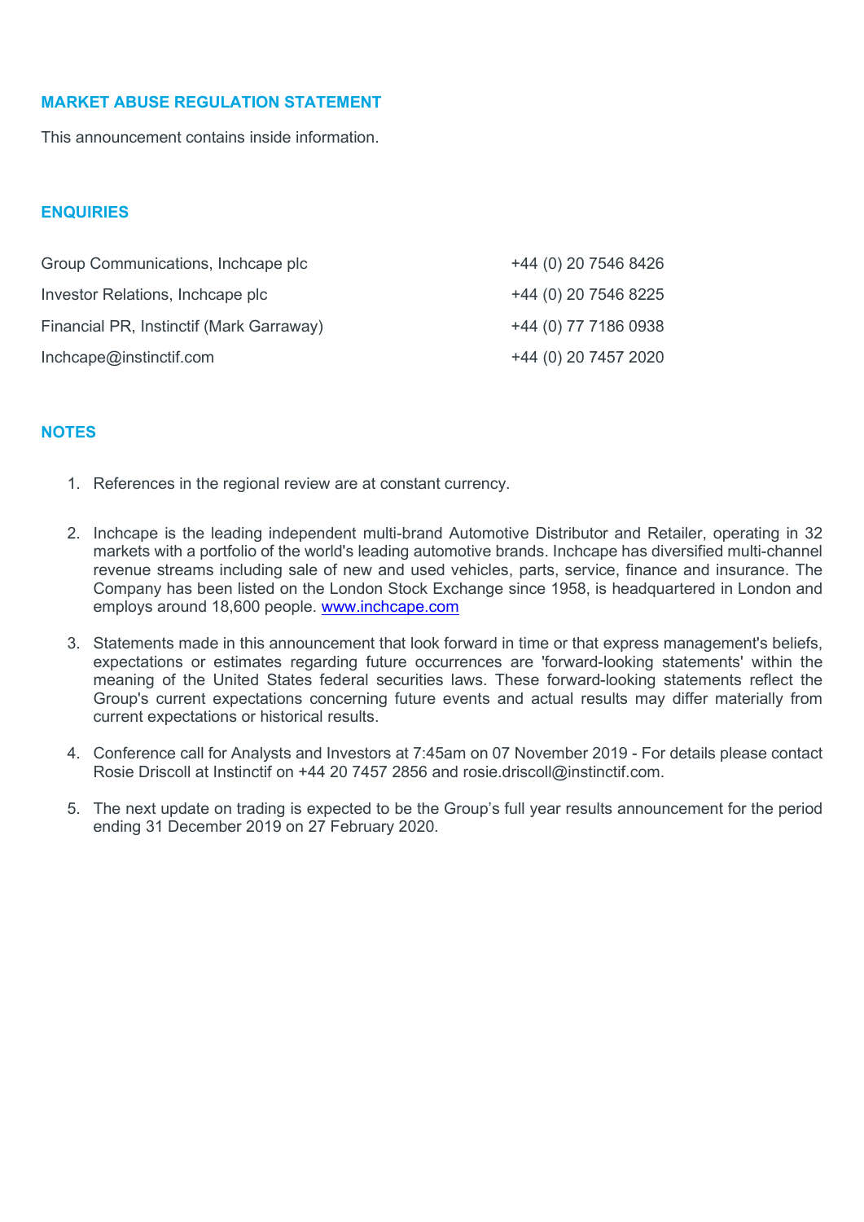## MARKET ABUSE REGULATION STATEMENT

This announcement contains inside information.

## ENQUIRIES

| | |
|---|---|
| Group Communications, Inchcape plc | +44 (0) 20 7546 8426 |
| Investor Relations, Inchcape plc | +44 (0) 20 7546 8225 |
| Financial PR, Instinctif (Mark Garraway) | +44 (0) 77 7186 0938 |
| Inchcape@instinctif.com | +44 (0) 20 7457 2020 |

## NOTES

1. References in the regional review are at constant currency.

2. Inchcape is the leading independent multi-brand Automotive Distributor and Retailer, operating in 32 markets with a portfolio of the world's leading automotive brands. Inchcape has diversified multi-channel revenue streams including sale of new and used vehicles, parts, service, finance and insurance. The Company has been listed on the London Stock Exchange since 1958, is headquartered in London and employs around 18,600 people. [www.inchcape.com](http://www.inchcape.com)

3. Statements made in this announcement that look forward in time or that express management's beliefs, expectations or estimates regarding future occurrences are 'forward-looking statements' within the meaning of the United States federal securities laws. These forward-looking statements reflect the Group's current expectations concerning future events and actual results may differ materially from current expectations or historical results.

4. Conference call for Analysts and Investors at 7:45am on 07 November 2019 - For details please contact Rosie Driscoll at Instinctif on +44 20 7457 2856 and rosie.driscoll@instinctif.com.

5. The next update on trading is expected to be the Group's full year results announcement for the period ending 31 December 2019 on 27 February 2020.